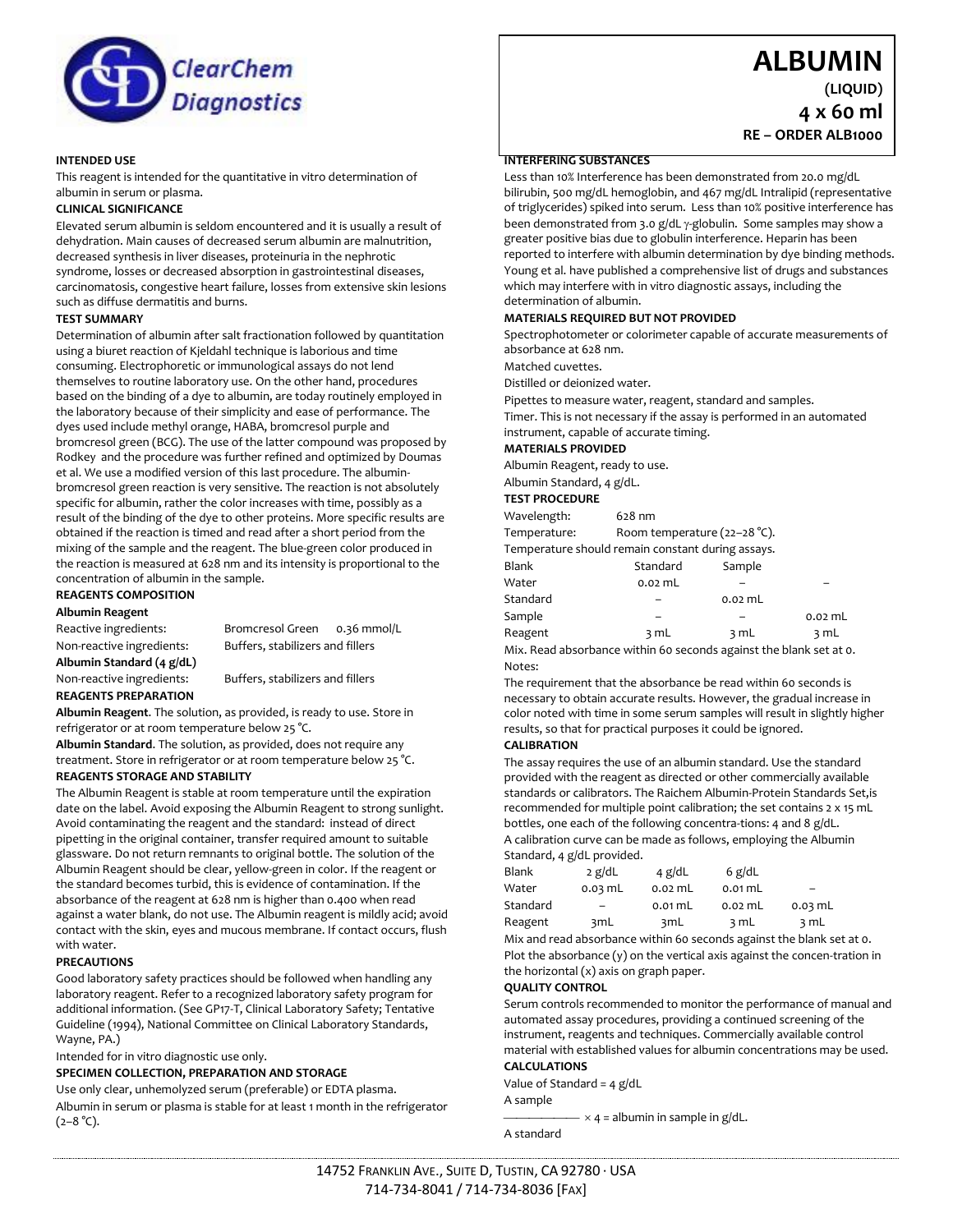ClearChem Diagnostics

# ALBUMIN

**(LIQUID)**

**4 x 60 ml**

**RE – ORDER ALB1000**

## INTENDED USE

This reagent is intended for the quantitative in vitro determination of albumin in serum or plasma.

## CLINICAL SIGNIFICANCE

Elevated serum albumin is seldom encountered and it is usually a result of dehydration. Main causes of decreased serum albumin are malnutrition, decreased synthesis in liver diseases, proteinuria in the nephrotic syndrome, losses or decreased absorption in gastrointestinal diseases, carcinomatosis, congestive heart failure, losses from extensive skin lesions such as diffuse dermatitis and burns.

## TEST SUMMARY

Determination of albumin after salt fractionation followed by quantitation using a biuret reaction of Kjeldahl technique is laborious and time consuming. Electrophoretic or immunological assays do not lend themselves to routine laboratory use. On the other hand, procedures based on the binding of a dye to albumin, are today routinely employed in the laboratory because of their simplicity and ease of performance. The dyes used include methyl orange, HABA, bromcresol purple and bromcresol green (BCG). The use of the latter compound was proposed by Rodkey and the procedure was further refined and optimized by Doumas et al. We use a modified version of this last procedure. The albumin-bromcresol green reaction is very sensitive. The reaction is not absolutely specific for albumin, rather the color increases with time, possibly as a result of the binding of the dye to other proteins. More specific results are obtained if the reaction is timed and read after a short period from the mixing of the sample and the reagent. The blue-green color produced in the reaction is measured at 628 nm and its intensity is proportional to the concentration of albumin in the sample.

## REAGENTS COMPOSITION

**Albumin Reagent**

| | |
|---|---|
| Reactive ingredients: | Bromcresol Green 0.36 mmol/L |
| Non-reactive ingredients: | Buffers, stabilizers and fillers |

**Albumin Standard (4 g/dL)**

| | |
|---|---|
| Non-reactive ingredients: | Buffers, stabilizers and fillers |

## REAGENTS PREPARATION

**Albumin Reagent**. The solution, as provided, is ready to use. Store in refrigerator or at room temperature below 25 °C.

**Albumin Standard**. The solution, as provided, does not require any treatment. Store in refrigerator or at room temperature below 25 °C.

## REAGENTS STORAGE AND STABILITY

The Albumin Reagent is stable at room temperature until the expiration date on the label. Avoid exposing the Albumin Reagent to strong sunlight. Avoid contaminating the reagent and the standard: instead of direct pipetting in the original container, transfer required amount to suitable glassware. Do not return remnants to original bottle. The solution of the Albumin Reagent should be clear, yellow-green in color. If the reagent or the standard becomes turbid, this is evidence of contamination. If the absorbance of the reagent at 628 nm is higher than 0.400 when read against a water blank, do not use. The Albumin reagent is mildly acid; avoid contact with the skin, eyes and mucous membrane. If contact occurs, flush with water.

## PRECAUTIONS

Good laboratory safety practices should be followed when handling any laboratory reagent. Refer to a recognized laboratory safety program for additional information. (See GP17-T, Clinical Laboratory Safety; Tentative Guideline (1994), National Committee on Clinical Laboratory Standards, Wayne, PA.)

Intended for in vitro diagnostic use only.

## SPECIMEN COLLECTION, PREPARATION AND STORAGE

Use only clear, unhemolyzed serum (preferable) or EDTA plasma.

Albumin in serum or plasma is stable for at least 1 month in the refrigerator (2–8 °C).

## INTERFERING SUBSTANCES

Less than 10% Interference has been demonstrated from 20.0 mg/dL bilirubin, 500 mg/dL hemoglobin, and 467 mg/dL Intralipid (representative of triglycerides) spiked into serum. Less than 10% positive interference has been demonstrated from 3.0 g/dL γ-globulin. Some samples may show a greater positive bias due to globulin interference. Heparin has been reported to interfere with albumin determination by dye binding methods. Young et al. have published a comprehensive list of drugs and substances which may interfere with in vitro diagnostic assays, including the determination of albumin.

## MATERIALS REQUIRED BUT NOT PROVIDED

Spectrophotometer or colorimeter capable of accurate measurements of absorbance at 628 nm.

Matched cuvettes.

Distilled or deionized water.

Pipettes to measure water, reagent, standard and samples.

Timer. This is not necessary if the assay is performed in an automated instrument, capable of accurate timing.

## MATERIALS PROVIDED

Albumin Reagent, ready to use.

Albumin Standard, 4 g/dL.

## TEST PROCEDURE

Wavelength: 628 nm

Temperature: Room temperature (22–28 °C).

Temperature should remain constant during assays.

| | Blank | Standard | Sample |
|---|---|---|---|
| Water | 0.02 mL | – | – |
| Standard | – | 0.02 mL | |
| Sample | – | – | 0.02 mL |
| Reagent | 3 mL | 3 mL | 3 mL |

Mix. Read absorbance within 60 seconds against the blank set at 0.

Notes:

The requirement that the absorbance be read within 60 seconds is necessary to obtain accurate results. However, the gradual increase in color noted with time in some serum samples will result in slightly higher results, so that for practical purposes it could be ignored.

## CALIBRATION

The assay requires the use of an albumin standard. Use the standard provided with the reagent as directed or other commercially available standards or calibrators. The Raichem Albumin-Protein Standards Set,is recommended for multiple point calibration; the set contains 2 x 15 mL bottles, one each of the following concentra-tions: 4 and 8 g/dL.

A calibration curve can be made as follows, employing the Albumin Standard, 4 g/dL provided.

| Blank | 2 g/dL | 4 g/dL | 6 g/dL | |
|---|---|---|---|---|
| Water | 0.03 mL | 0.02 mL | 0.01 mL | – |
| Standard | – | 0.01 mL | 0.02 mL | 0.03 mL |
| Reagent | 3mL | 3mL | 3 mL | 3 mL |

Mix and read absorbance within 60 seconds against the blank set at 0. Plot the absorbance (y) on the vertical axis against the concen-tration in the horizontal (x) axis on graph paper.

## QUALITY CONTROL

Serum controls recommended to monitor the performance of manual and automated assay procedures, providing a continued screening of the instrument, reagents and techniques. Commercially available control material with established values for albumin concentrations may be used.

## CALCULATIONS

Value of Standard = 4 g/dL

$$\frac{\text{A sample}}{\text{A standard}} \times 4 = \text{albumin in sample in g/dL.}$$

14752 Franklin Ave., Suite D, Tustin, CA 92780 · USA
714-734-8041 / 714-734-8036 [Fax]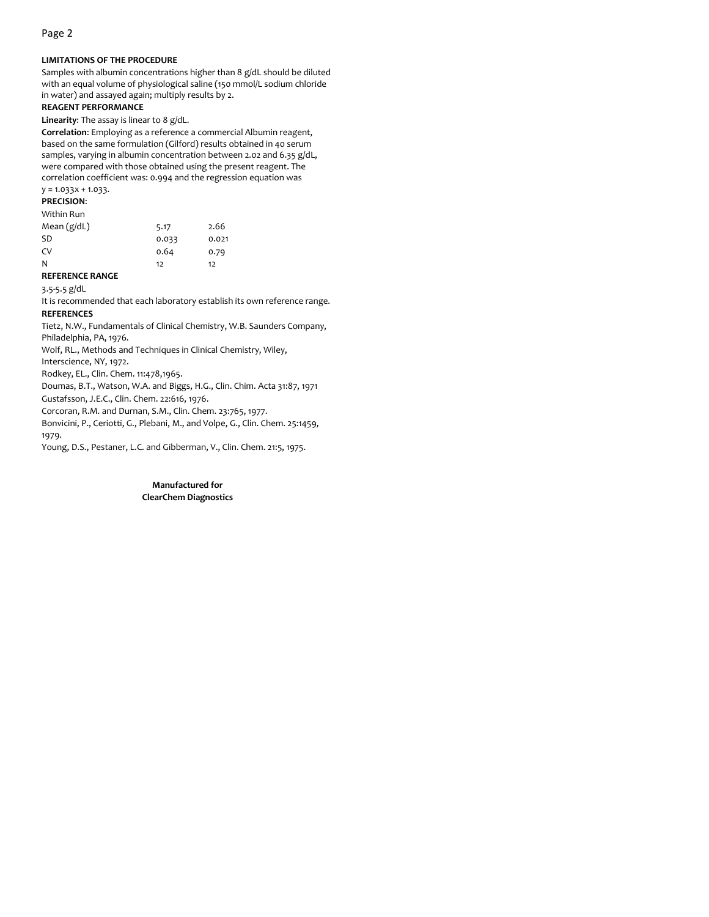**LIMITATIONS OF THE PROCEDURE**

Samples with albumin concentrations higher than 8 g/dL should be diluted with an equal volume of physiological saline (150 mmol/L sodium chloride in water) and assayed again; multiply results by 2.

**REAGENT PERFORMANCE**

**Linearity**: The assay is linear to 8 g/dL.

**Correlation**: Employing as a reference a commercial Albumin reagent, based on the same formulation (Gilford) results obtained in 40 serum samples, varying in albumin concentration between 2.02 and 6.35 g/dL, were compared with those obtained using the present reagent. The correlation coefficient was: 0.994 and the regression equation was $y = 1.033x + 1.033$.

**PRECISION**:

| Within Run | | |
|---|---|---|
| Mean (g/dL) | 5.17 | 2.66 |
| SD | 0.033 | 0.021 |
| CV | 0.64 | 0.79 |
| N | 12 | 12 |

**REFERENCE RANGE**

3.5-5.5 g/dL

It is recommended that each laboratory establish its own reference range.

**REFERENCES**

Tietz, N.W., Fundamentals of Clinical Chemistry, W.B. Saunders Company, Philadelphia, PA, 1976.

Wolf, RL., Methods and Techniques in Clinical Chemistry, Wiley, Interscience, NY, 1972.

Rodkey, EL., Clin. Chem. 11:478,1965.

Doumas, B.T., Watson, W.A. and Biggs, H.G., Clin. Chim. Acta 31:87, 1971

Gustafsson, J.E.C., Clin. Chem. 22:616, 1976.

Corcoran, R.M. and Durnan, S.M., Clin. Chem. 23:765, 1977.

Bonvicini, P., Ceriotti, G., Plebani, M., and Volpe, G., Clin. Chem. 25:1459, 1979.

Young, D.S., Pestaner, L.C. and Gibberman, V., Clin. Chem. 21:5, 1975.

**Manufactured for**
**ClearChem Diagnostics**